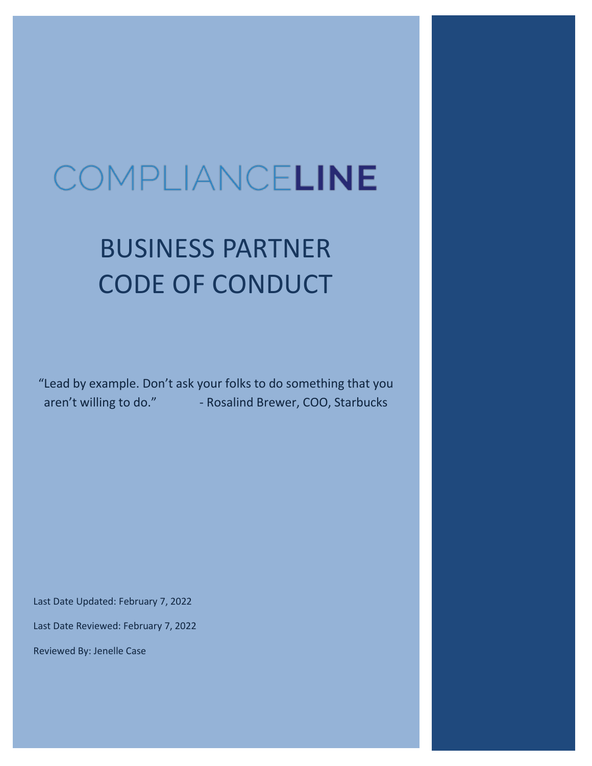# COMPLIANCELINE

# BUSINESS PARTNER CODE OF CONDUCT

"Lead by example. Don't ask your folks to do something that you aren't willing to do." - Rosalind Brewer, COO, Starbucks

Last Date Updated: February 7, 2022

Last Date Reviewed: February 7, 2022

Reviewed By: Jenelle Case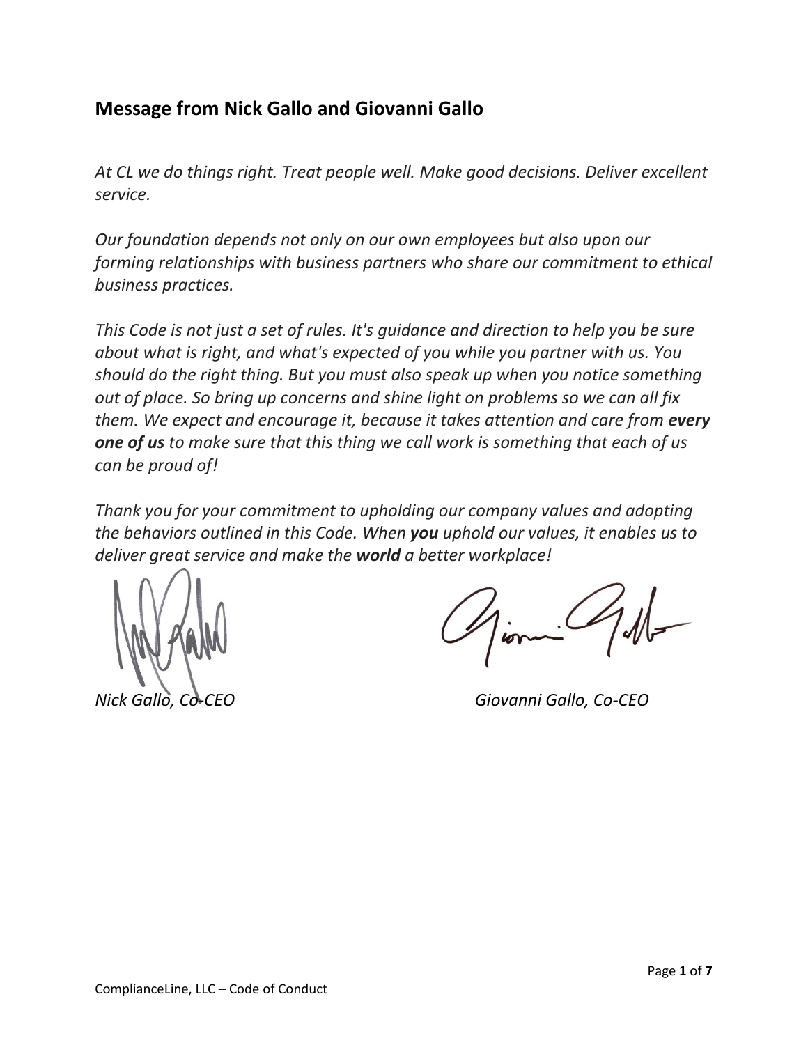## Message from Nick Gallo and Giovanni Gallo

*At CL we do things right. Treat people well. Make good decisions. Deliver excellent service.*

*Our foundation depends not only on our own employees but also upon our forming relationships with business partners who share our commitment to ethical business practices.*

*This Code is not just a set of rules. It's guidance and direction to help you be sure about what is right, and what's expected of you while you partner with us. You should do the right thing. But you must also speak up when you notice something out of place. So bring up concerns and shine light on problems so we can all fix them. We expect and encourage it, because it takes attention and care from* ***every one of us*** *to make sure that this thing we call work is something that each of us can be proud of!*

*Thank you for your commitment to upholding our company values and adopting the behaviors outlined in this Code. When* ***you*** *uphold our values, it enables us to deliver great service and make the* ***world*** *a better workplace!*

*Nick Gallo, Co-CEO*

*Giovanni Gallo, Co-CEO*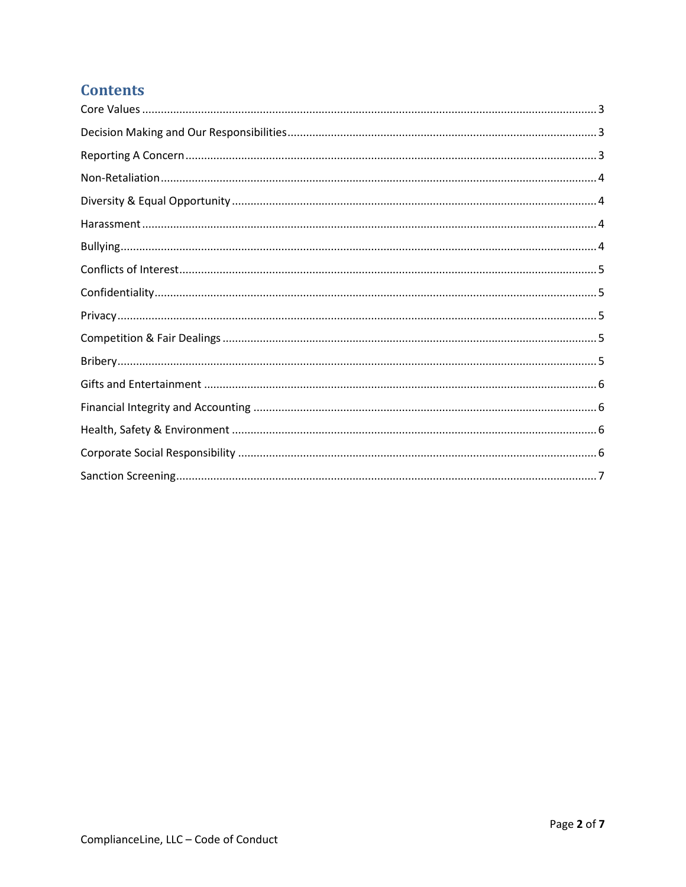# Contents

Core Values ..... 3
Decision Making and Our Responsibilities ..... 3
Reporting A Concern ..... 3
Non-Retaliation ..... 4
Diversity & Equal Opportunity ..... 4
Harassment ..... 4
Bullying ..... 4
Conflicts of Interest ..... 5
Confidentiality ..... 5
Privacy ..... 5
Competition & Fair Dealings ..... 5
Bribery ..... 5
Gifts and Entertainment ..... 6
Financial Integrity and Accounting ..... 6
Health, Safety & Environment ..... 6
Corporate Social Responsibility ..... 6
Sanction Screening ..... 7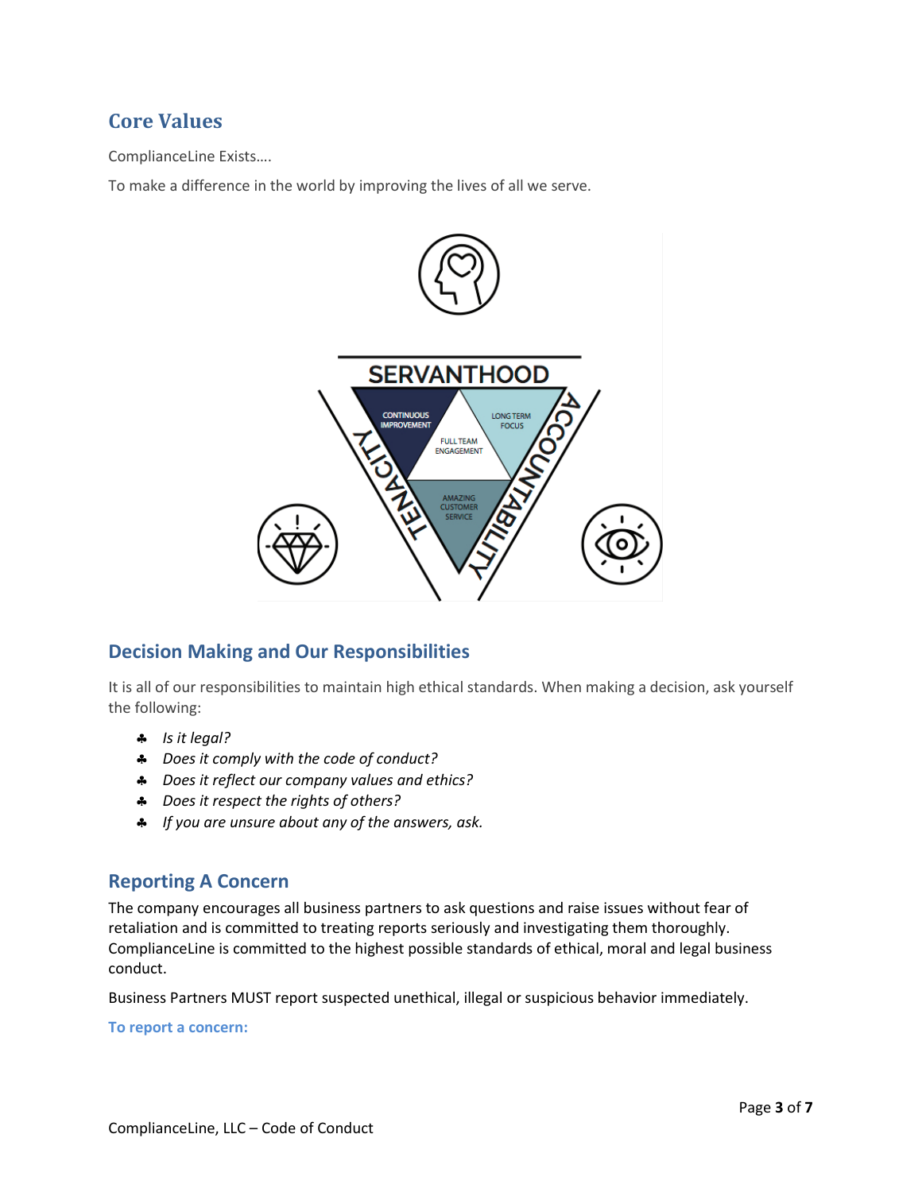## Core Values

ComplianceLine Exists….

To make a difference in the world by improving the lives of all we serve.

## Decision Making and Our Responsibilities

It is all of our responsibilities to maintain high ethical standards. When making a decision, ask yourself the following:

- *Is it legal?*
- *Does it comply with the code of conduct?*
- *Does it reflect our company values and ethics?*
- *Does it respect the rights of others?*
- *If you are unsure about any of the answers, ask.*

## Reporting A Concern

The company encourages all business partners to ask questions and raise issues without fear of retaliation and is committed to treating reports seriously and investigating them thoroughly. ComplianceLine is committed to the highest possible standards of ethical, moral and legal business conduct.

Business Partners MUST report suspected unethical, illegal or suspicious behavior immediately.

**To report a concern:**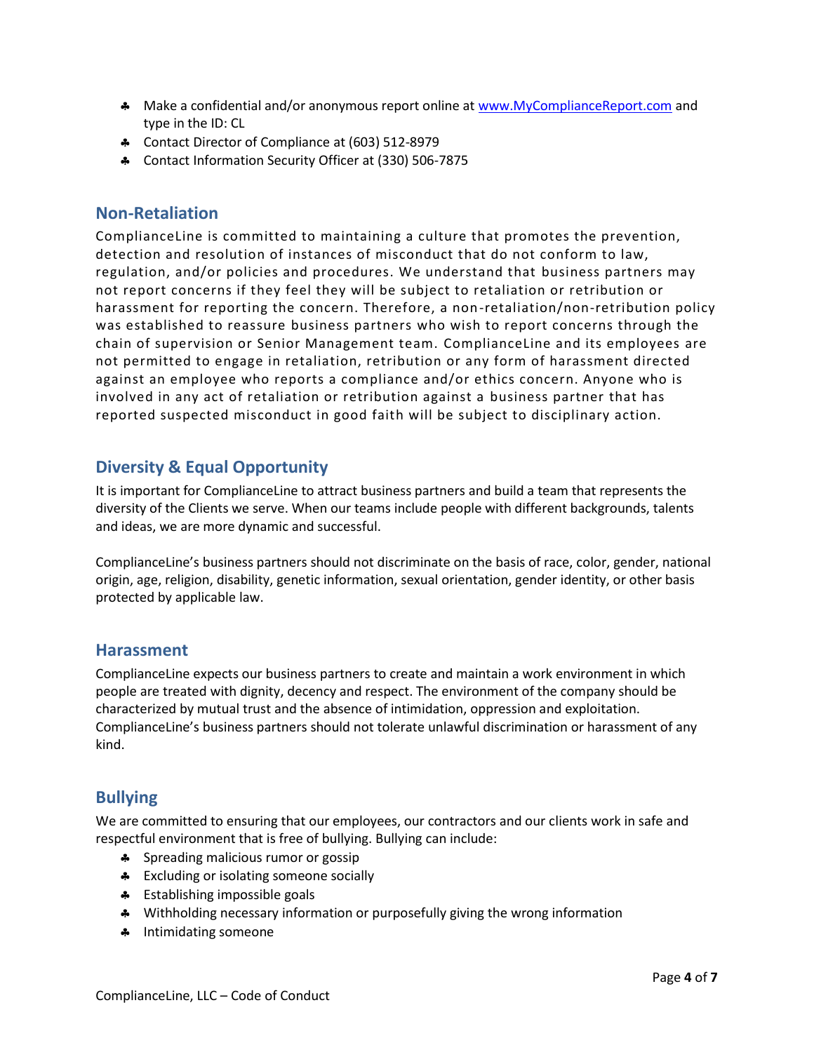- Make a confidential and/or anonymous report online at [www.MyComplianceReport.com](http://www.MyComplianceReport.com) and type in the ID: CL
- Contact Director of Compliance at (603) 512-8979
- Contact Information Security Officer at (330) 506-7875

## Non-Retaliation

ComplianceLine is committed to maintaining a culture that promotes the prevention, detection and resolution of instances of misconduct that do not conform to law, regulation, and/or policies and procedures. We understand that business partners may not report concerns if they feel they will be subject to retaliation or retribution or harassment for reporting the concern. Therefore, a non-retaliation/non-retribution policy was established to reassure business partners who wish to report concerns through the chain of supervision or Senior Management team. ComplianceLine and its employees are not permitted to engage in retaliation, retribution or any form of harassment directed against an employee who reports a compliance and/or ethics concern. Anyone who is involved in any act of retaliation or retribution against a business partner that has reported suspected misconduct in good faith will be subject to disciplinary action.

## Diversity & Equal Opportunity

It is important for ComplianceLine to attract business partners and build a team that represents the diversity of the Clients we serve. When our teams include people with different backgrounds, talents and ideas, we are more dynamic and successful.

ComplianceLine's business partners should not discriminate on the basis of race, color, gender, national origin, age, religion, disability, genetic information, sexual orientation, gender identity, or other basis protected by applicable law.

## Harassment

ComplianceLine expects our business partners to create and maintain a work environment in which people are treated with dignity, decency and respect. The environment of the company should be characterized by mutual trust and the absence of intimidation, oppression and exploitation. ComplianceLine's business partners should not tolerate unlawful discrimination or harassment of any kind.

## Bullying

We are committed to ensuring that our employees, our contractors and our clients work in safe and respectful environment that is free of bullying. Bullying can include:

- Spreading malicious rumor or gossip
- Excluding or isolating someone socially
- Establishing impossible goals
- Withholding necessary information or purposefully giving the wrong information
- Intimidating someone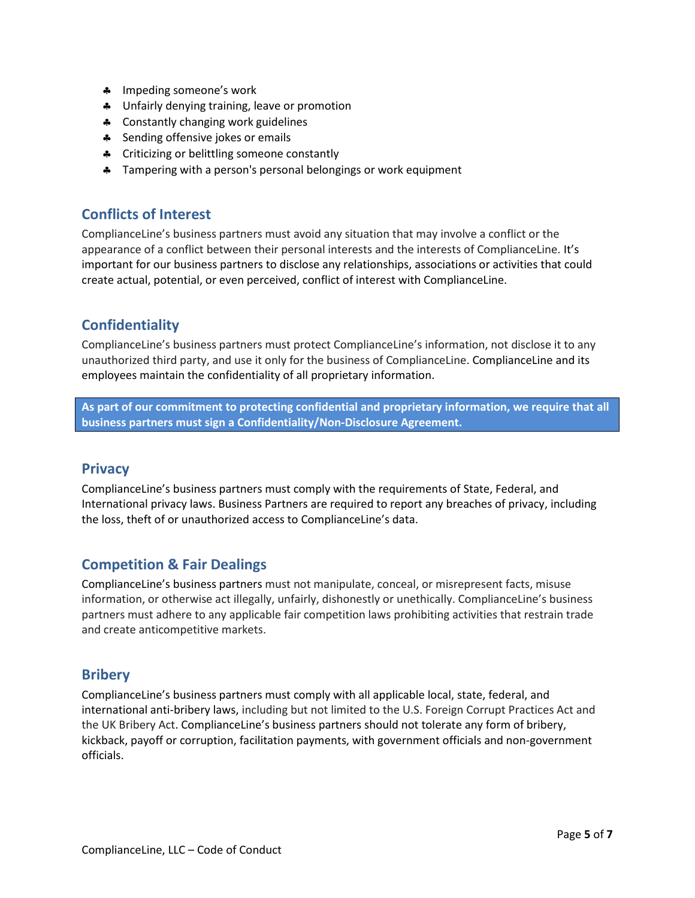- Impeding someone's work
- Unfairly denying training, leave or promotion
- Constantly changing work guidelines
- Sending offensive jokes or emails
- Criticizing or belittling someone constantly
- Tampering with a person's personal belongings or work equipment

## Conflicts of Interest

ComplianceLine's business partners must avoid any situation that may involve a conflict or the appearance of a conflict between their personal interests and the interests of ComplianceLine. It's important for our business partners to disclose any relationships, associations or activities that could create actual, potential, or even perceived, conflict of interest with ComplianceLine.

## Confidentiality

ComplianceLine's business partners must protect ComplianceLine's information, not disclose it to any unauthorized third party, and use it only for the business of ComplianceLine. ComplianceLine and its employees maintain the confidentiality of all proprietary information.

**As part of our commitment to protecting confidential and proprietary information, we require that all business partners must sign a Confidentiality/Non-Disclosure Agreement.**

## Privacy

ComplianceLine's business partners must comply with the requirements of State, Federal, and International privacy laws. Business Partners are required to report any breaches of privacy, including the loss, theft of or unauthorized access to ComplianceLine's data.

## Competition & Fair Dealings

ComplianceLine's business partners must not manipulate, conceal, or misrepresent facts, misuse information, or otherwise act illegally, unfairly, dishonestly or unethically. ComplianceLine's business partners must adhere to any applicable fair competition laws prohibiting activities that restrain trade and create anticompetitive markets.

## Bribery

ComplianceLine's business partners must comply with all applicable local, state, federal, and international anti-bribery laws, including but not limited to the U.S. Foreign Corrupt Practices Act and the UK Bribery Act. ComplianceLine's business partners should not tolerate any form of bribery, kickback, payoff or corruption, facilitation payments, with government officials and non-government officials.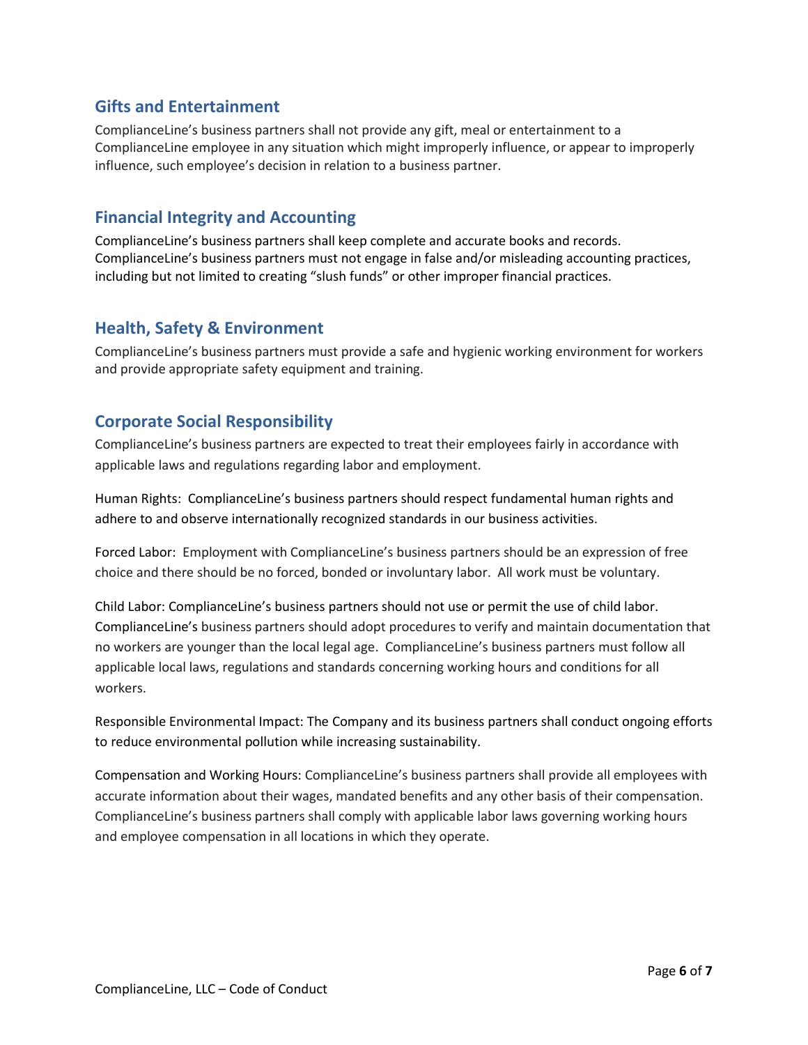## Gifts and Entertainment

ComplianceLine's business partners shall not provide any gift, meal or entertainment to a ComplianceLine employee in any situation which might improperly influence, or appear to improperly influence, such employee's decision in relation to a business partner.

## Financial Integrity and Accounting

ComplianceLine's business partners shall keep complete and accurate books and records. ComplianceLine's business partners must not engage in false and/or misleading accounting practices, including but not limited to creating "slush funds" or other improper financial practices.

## Health, Safety & Environment

ComplianceLine's business partners must provide a safe and hygienic working environment for workers and provide appropriate safety equipment and training.

## Corporate Social Responsibility

ComplianceLine's business partners are expected to treat their employees fairly in accordance with applicable laws and regulations regarding labor and employment.

Human Rights: ComplianceLine's business partners should respect fundamental human rights and adhere to and observe internationally recognized standards in our business activities.

Forced Labor: Employment with ComplianceLine's business partners should be an expression of free choice and there should be no forced, bonded or involuntary labor. All work must be voluntary.

Child Labor: ComplianceLine's business partners should not use or permit the use of child labor. ComplianceLine's business partners should adopt procedures to verify and maintain documentation that no workers are younger than the local legal age. ComplianceLine's business partners must follow all applicable local laws, regulations and standards concerning working hours and conditions for all workers.

Responsible Environmental Impact: The Company and its business partners shall conduct ongoing efforts to reduce environmental pollution while increasing sustainability.

Compensation and Working Hours: ComplianceLine's business partners shall provide all employees with accurate information about their wages, mandated benefits and any other basis of their compensation. ComplianceLine's business partners shall comply with applicable labor laws governing working hours and employee compensation in all locations in which they operate.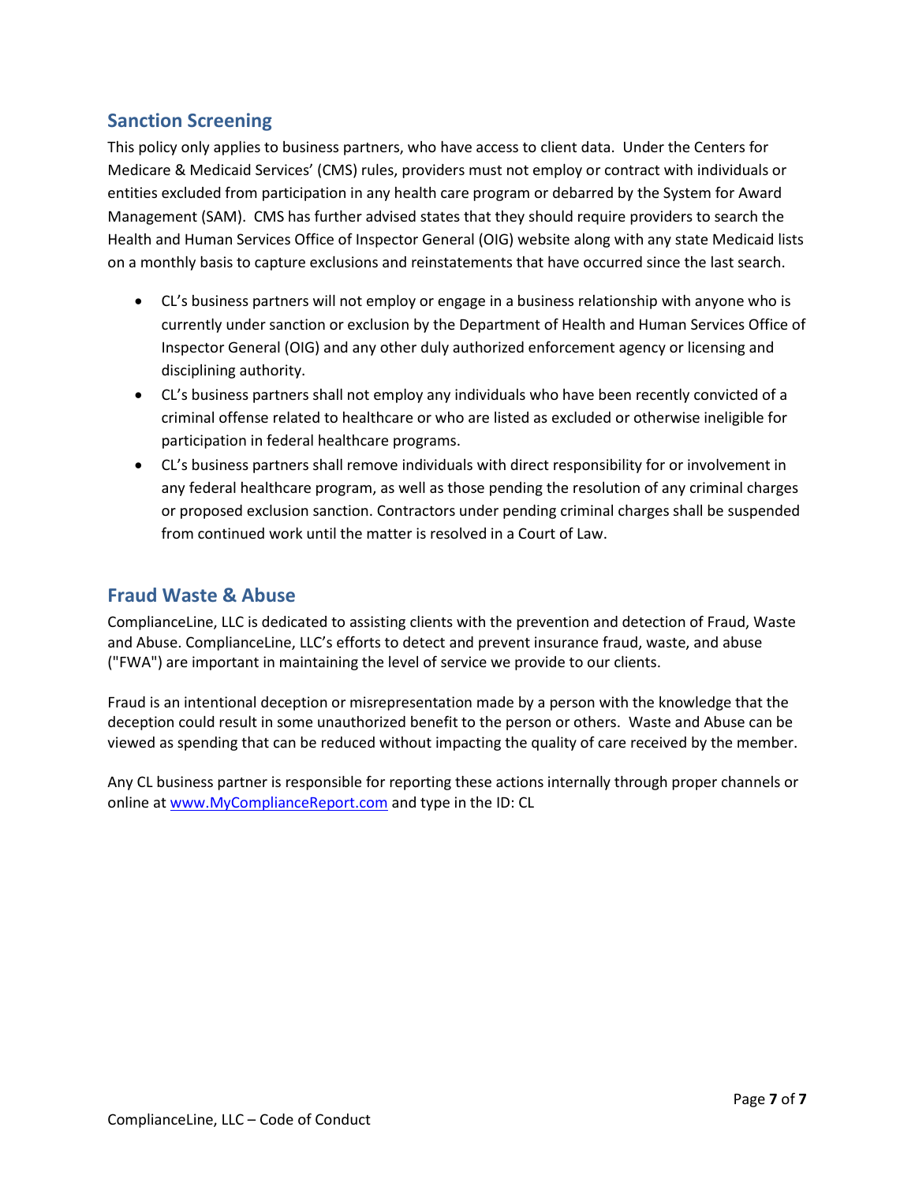## Sanction Screening

This policy only applies to business partners, who have access to client data. Under the Centers for Medicare & Medicaid Services' (CMS) rules, providers must not employ or contract with individuals or entities excluded from participation in any health care program or debarred by the System for Award Management (SAM). CMS has further advised states that they should require providers to search the Health and Human Services Office of Inspector General (OIG) website along with any state Medicaid lists on a monthly basis to capture exclusions and reinstatements that have occurred since the last search.

- CL's business partners will not employ or engage in a business relationship with anyone who is currently under sanction or exclusion by the Department of Health and Human Services Office of Inspector General (OIG) and any other duly authorized enforcement agency or licensing and disciplining authority.
- CL's business partners shall not employ any individuals who have been recently convicted of a criminal offense related to healthcare or who are listed as excluded or otherwise ineligible for participation in federal healthcare programs.
- CL's business partners shall remove individuals with direct responsibility for or involvement in any federal healthcare program, as well as those pending the resolution of any criminal charges or proposed exclusion sanction. Contractors under pending criminal charges shall be suspended from continued work until the matter is resolved in a Court of Law.

## Fraud Waste & Abuse

ComplianceLine, LLC is dedicated to assisting clients with the prevention and detection of Fraud, Waste and Abuse. ComplianceLine, LLC's efforts to detect and prevent insurance fraud, waste, and abuse ("FWA") are important in maintaining the level of service we provide to our clients.

Fraud is an intentional deception or misrepresentation made by a person with the knowledge that the deception could result in some unauthorized benefit to the person or others. Waste and Abuse can be viewed as spending that can be reduced without impacting the quality of care received by the member.

Any CL business partner is responsible for reporting these actions internally through proper channels or online at [www.MyComplianceReport.com](http://www.MyComplianceReport.com) and type in the ID: CL